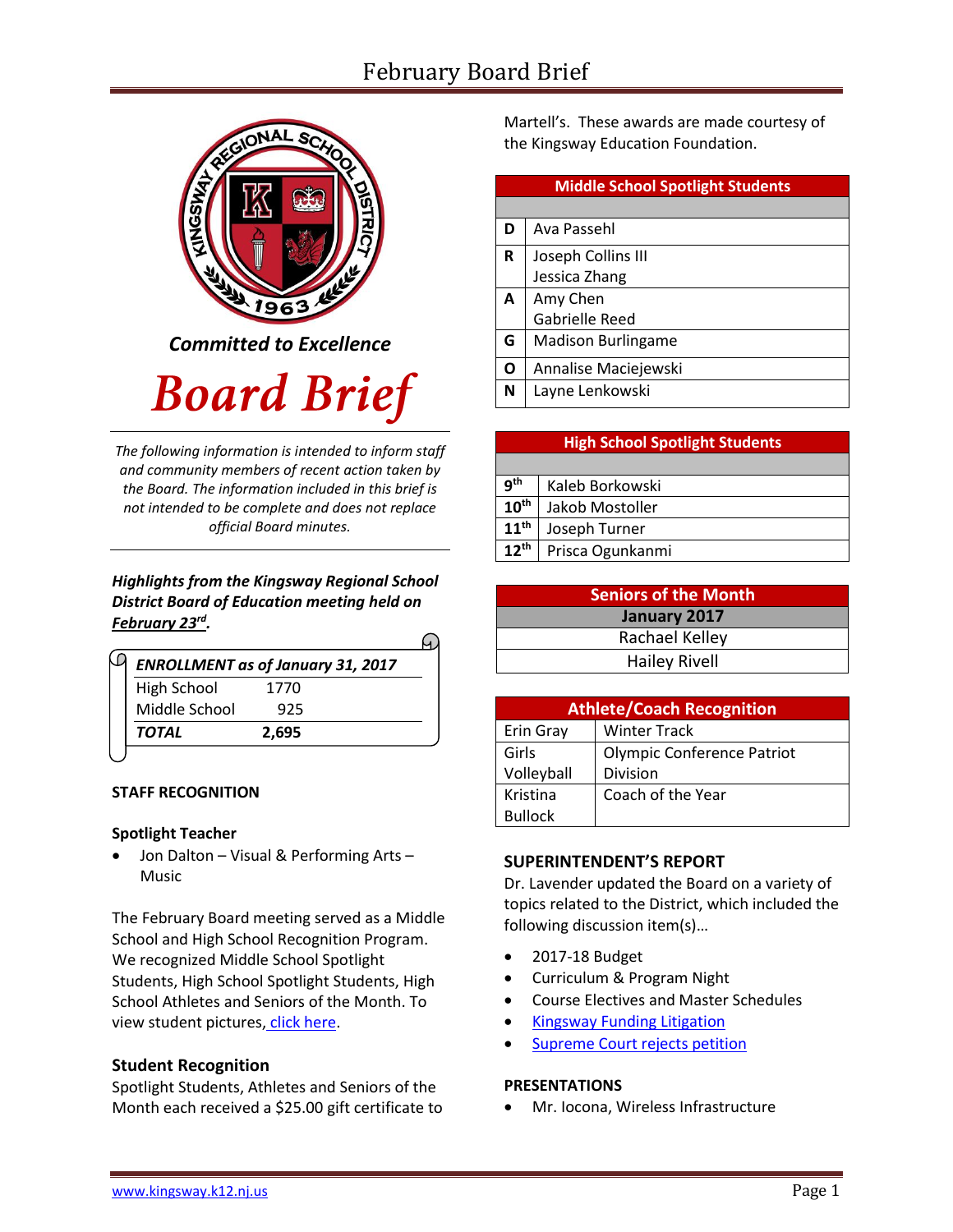# February Board Brief

*Committed to Excellence*

# Board Brief

*The following information is intended to inform staff and community members of recent action taken by the Board. The information included in this brief is not intended to be complete and does not replace official Board minutes.*

***Highlights from the Kingsway Regional School District Board of Education meeting held on February 23rd.***

| *ENROLLMENT as of January 31, 2017* | |
|---|---|
| High School | 1770 |
| Middle School | 925 |
| ***TOTAL*** | **2,695** |

**STAFF RECOGNITION**

**Spotlight Teacher**

- Jon Dalton – Visual & Performing Arts – Music

The February Board meeting served as a Middle School and High School Recognition Program. We recognized Middle School Spotlight Students, High School Spotlight Students, High School Athletes and Seniors of the Month. To view student pictures, click here.

## Student Recognition

Spotlight Students, Athletes and Seniors of the Month each received a $25.00 gift certificate to Martell's. These awards are made courtesy of the Kingsway Education Foundation.

| Middle School Spotlight Students | |
|---|---|
| D | Ava Passehl |
| R | Joseph Collins III<br>Jessica Zhang |
| A | Amy Chen<br>Gabrielle Reed |
| G | Madison Burlingame |
| O | Annalise Maciejewski |
| N | Layne Lenkowski |

| High School Spotlight Students | |
|---|---|
| 9th | Kaleb Borkowski |
| 10th | Jakob Mostoller |
| 11th | Joseph Turner |
| 12th | Prisca Ogunkanmi |

| Seniors of the Month |
|---|
| **January 2017** |
| Rachael Kelley |
| Hailey Rivell |

| Athlete/Coach Recognition | |
|---|---|
| Erin Gray | Winter Track |
| Girls Volleyball | Olympic Conference Patriot Division |
| Kristina Bullock | Coach of the Year |

## SUPERINTENDENT'S REPORT

Dr. Lavender updated the Board on a variety of topics related to the District, which included the following discussion item(s)…

- 2017-18 Budget
- Curriculum & Program Night
- Course Electives and Master Schedules
- Kingsway Funding Litigation
- Supreme Court rejects petition

**PRESENTATIONS**

- Mr. Iocona, Wireless Infrastructure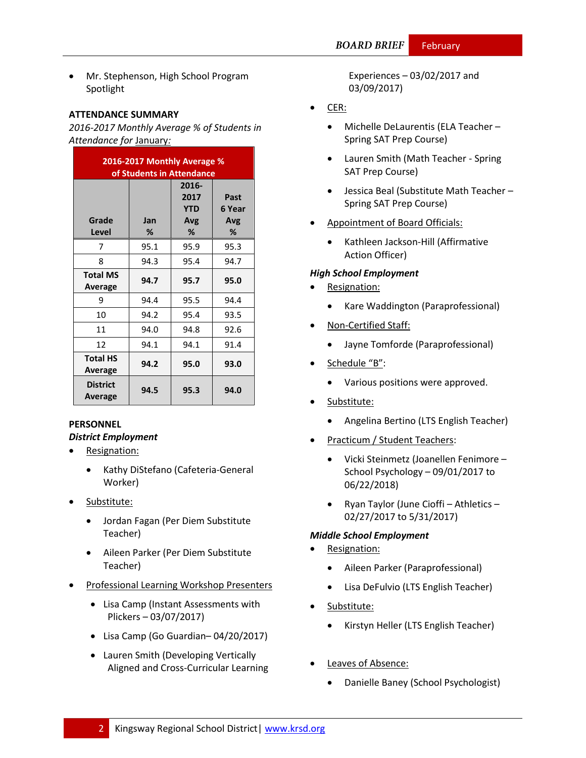- Mr. Stephenson, High School Program Spotlight

**ATTENDANCE SUMMARY**

*2016-2017 Monthly Average % of Students in Attendance for* January:

| 2016-2017 Monthly Average % of Students in Attendance | | | |
|---|---|---|---|
| Grade Level | Jan % | 2016-2017 YTD Avg % | Past 6 Year Avg % |
| 7 | 95.1 | 95.9 | 95.3 |
| 8 | 94.3 | 95.4 | 94.7 |
| **Total MS Average** | **94.7** | **95.7** | **95.0** |
| 9 | 94.4 | 95.5 | 94.4 |
| 10 | 94.2 | 95.4 | 93.5 |
| 11 | 94.0 | 94.8 | 92.6 |
| 12 | 94.1 | 94.1 | 91.4 |
| **Total HS Average** | **94.2** | **95.0** | **93.0** |
| **District Average** | **94.5** | **95.3** | **94.0** |

**PERSONNEL**

***District Employment***

- Resignation:
  - Kathy DiStefano (Cafeteria-General Worker)
- Substitute:
  - Jordan Fagan (Per Diem Substitute Teacher)
  - Aileen Parker (Per Diem Substitute Teacher)
- Professional Learning Workshop Presenters
  - Lisa Camp (Instant Assessments with Plickers – 03/07/2017)
  - Lisa Camp (Go Guardian– 04/20/2017)
  - Lauren Smith (Developing Vertically Aligned and Cross-Curricular Learning Experiences – 03/02/2017 and 03/09/2017)
- CER:
  - Michelle DeLaurentis (ELA Teacher – Spring SAT Prep Course)
  - Lauren Smith (Math Teacher - Spring SAT Prep Course)
  - Jessica Beal (Substitute Math Teacher – Spring SAT Prep Course)
- Appointment of Board Officials:
  - Kathleen Jackson-Hill (Affirmative Action Officer)

***High School Employment***

- Resignation:
  - Kare Waddington (Paraprofessional)
- Non-Certified Staff:
  - Jayne Tomforde (Paraprofessional)
- Schedule "B":
  - Various positions were approved.
- Substitute:
  - Angelina Bertino (LTS English Teacher)
- Practicum / Student Teachers:
  - Vicki Steinmetz (Joanellen Fenimore – School Psychology – 09/01/2017 to 06/22/2018)
  - Ryan Taylor (June Cioffi – Athletics – 02/27/2017 to 5/31/2017)

***Middle School Employment***

- Resignation:
  - Aileen Parker (Paraprofessional)
  - Lisa DeFulvio (LTS English Teacher)
- Substitute:
  - Kirstyn Heller (LTS English Teacher)
- Leaves of Absence:
  - Danielle Baney (School Psychologist)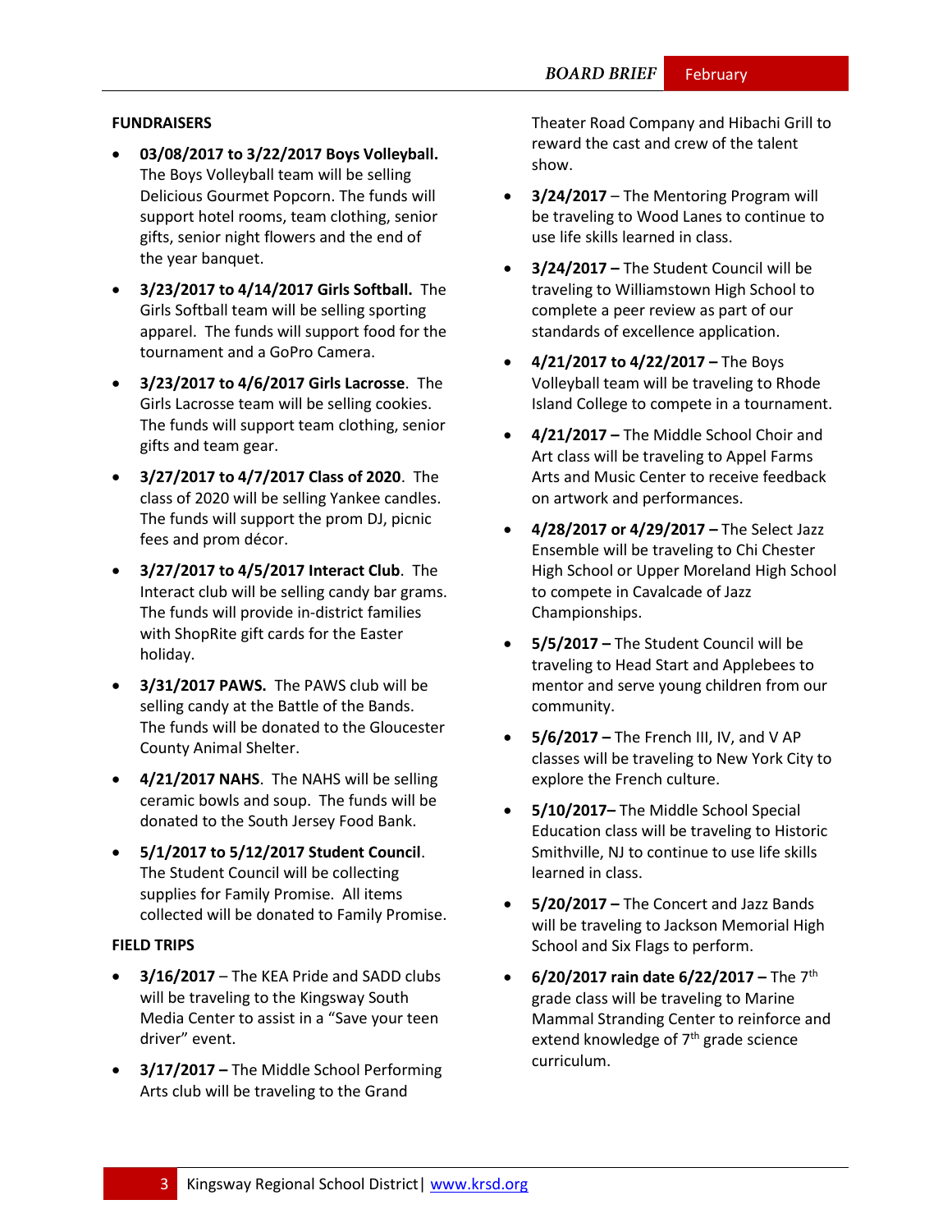## FUNDRAISERS

- **03/08/2017 to 3/22/2017 Boys Volleyball.** The Boys Volleyball team will be selling Delicious Gourmet Popcorn. The funds will support hotel rooms, team clothing, senior gifts, senior night flowers and the end of the year banquet.
- **3/23/2017 to 4/14/2017 Girls Softball.** The Girls Softball team will be selling sporting apparel. The funds will support food for the tournament and a GoPro Camera.
- **3/23/2017 to 4/6/2017 Girls Lacrosse**. The Girls Lacrosse team will be selling cookies. The funds will support team clothing, senior gifts and team gear.
- **3/27/2017 to 4/7/2017 Class of 2020**. The class of 2020 will be selling Yankee candles. The funds will support the prom DJ, picnic fees and prom décor.
- **3/27/2017 to 4/5/2017 Interact Club**. The Interact club will be selling candy bar grams. The funds will provide in-district families with ShopRite gift cards for the Easter holiday.
- **3/31/2017 PAWS.** The PAWS club will be selling candy at the Battle of the Bands. The funds will be donated to the Gloucester County Animal Shelter.
- **4/21/2017 NAHS**. The NAHS will be selling ceramic bowls and soup. The funds will be donated to the South Jersey Food Bank.
- **5/1/2017 to 5/12/2017 Student Council**. The Student Council will be collecting supplies for Family Promise. All items collected will be donated to Family Promise.

## FIELD TRIPS

- **3/16/2017** – The KEA Pride and SADD clubs will be traveling to the Kingsway South Media Center to assist in a "Save your teen driver" event.
- **3/17/2017 –** The Middle School Performing Arts club will be traveling to the Grand Theater Road Company and Hibachi Grill to reward the cast and crew of the talent show.
- **3/24/2017** – The Mentoring Program will be traveling to Wood Lanes to continue to use life skills learned in class.
- **3/24/2017 –** The Student Council will be traveling to Williamstown High School to complete a peer review as part of our standards of excellence application.
- **4/21/2017 to 4/22/2017 –** The Boys Volleyball team will be traveling to Rhode Island College to compete in a tournament.
- **4/21/2017 –** The Middle School Choir and Art class will be traveling to Appel Farms Arts and Music Center to receive feedback on artwork and performances.
- **4/28/2017 or 4/29/2017 –** The Select Jazz Ensemble will be traveling to Chi Chester High School or Upper Moreland High School to compete in Cavalcade of Jazz Championships.
- **5/5/2017 –** The Student Council will be traveling to Head Start and Applebees to mentor and serve young children from our community.
- **5/6/2017 –** The French III, IV, and V AP classes will be traveling to New York City to explore the French culture.
- **5/10/2017–** The Middle School Special Education class will be traveling to Historic Smithville, NJ to continue to use life skills learned in class.
- **5/20/2017 –** The Concert and Jazz Bands will be traveling to Jackson Memorial High School and Six Flags to perform.
- **6/20/2017 rain date 6/22/2017 –** The 7th grade class will be traveling to Marine Mammal Stranding Center to reinforce and extend knowledge of 7th grade science curriculum.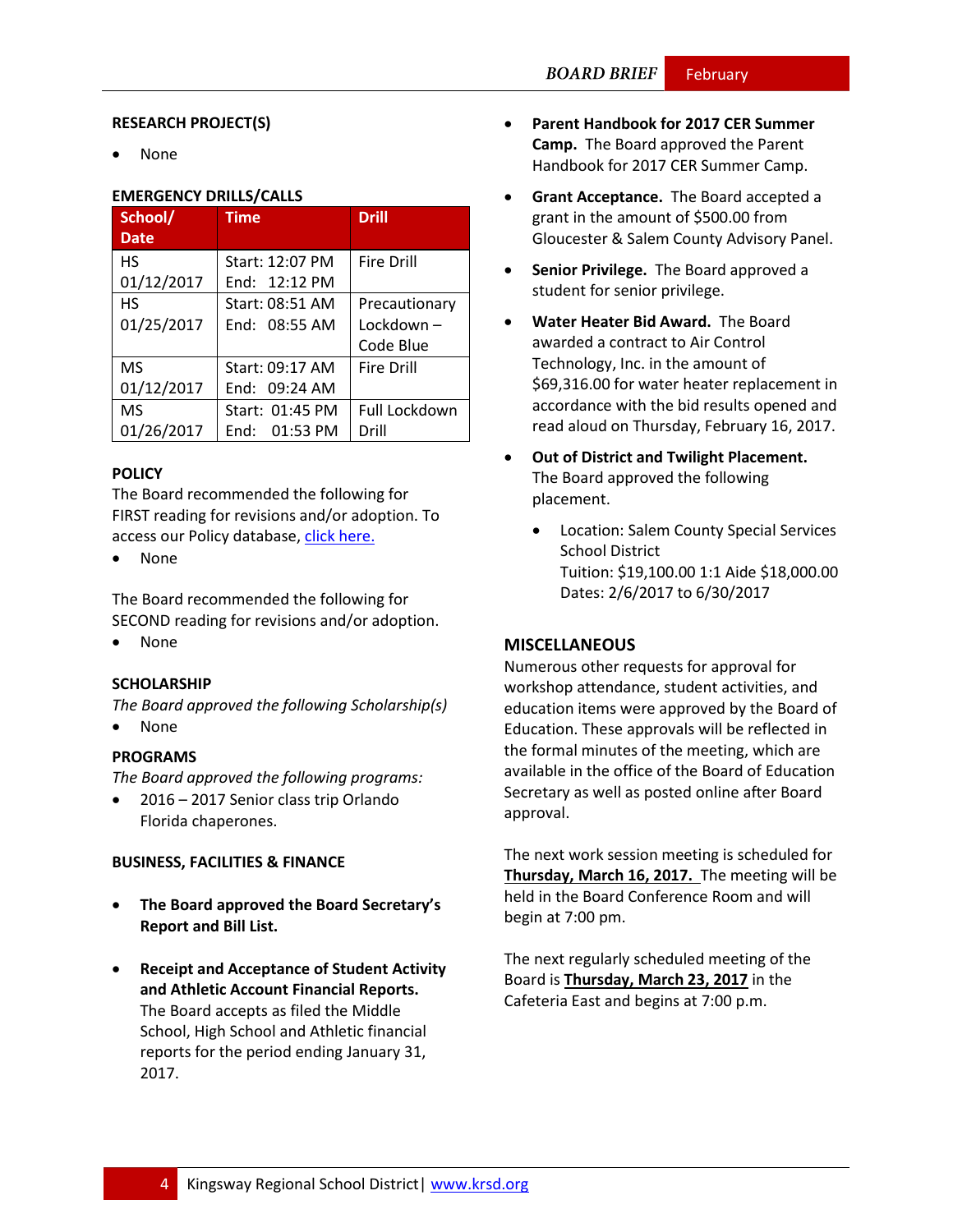**RESEARCH PROJECT(S)**

- None

**EMERGENCY DRILLS/CALLS**

| School/ Date | Time | Drill |
|---|---|---|
| HS 01/12/2017 | Start: 12:07 PM End: 12:12 PM | Fire Drill |
| HS 01/25/2017 | Start: 08:51 AM End: 08:55 AM | Precautionary Lockdown – Code Blue |
| MS 01/12/2017 | Start: 09:17 AM End: 09:24 AM | Fire Drill |
| MS 01/26/2017 | Start: 01:45 PM End: 01:53 PM | Full Lockdown Drill |

**POLICY**

The Board recommended the following for FIRST reading for revisions and/or adoption. To access our Policy database, click here.

- None

The Board recommended the following for SECOND reading for revisions and/or adoption.

- None

**SCHOLARSHIP**

*The Board approved the following Scholarship(s)*

- None

**PROGRAMS**

*The Board approved the following programs:*

- 2016 – 2017 Senior class trip Orlando Florida chaperones.

**BUSINESS, FACILITIES & FINANCE**

- **The Board approved the Board Secretary's Report and Bill List.**

- **Receipt and Acceptance of Student Activity and Athletic Account Financial Reports.** The Board accepts as filed the Middle School, High School and Athletic financial reports for the period ending January 31, 2017.

- **Parent Handbook for 2017 CER Summer Camp.** The Board approved the Parent Handbook for 2017 CER Summer Camp.

- **Grant Acceptance.** The Board accepted a grant in the amount of $500.00 from Gloucester & Salem County Advisory Panel.

- **Senior Privilege.** The Board approved a student for senior privilege.

- **Water Heater Bid Award.** The Board awarded a contract to Air Control Technology, Inc. in the amount of $69,316.00 for water heater replacement in accordance with the bid results opened and read aloud on Thursday, February 16, 2017.

- **Out of District and Twilight Placement.** The Board approved the following placement.
  - Location: Salem County Special Services School District
    Tuition: $19,100.00 1:1 Aide $18,000.00
    Dates: 2/6/2017 to 6/30/2017

## MISCELLANEOUS

Numerous other requests for approval for workshop attendance, student activities, and education items were approved by the Board of Education. These approvals will be reflected in the formal minutes of the meeting, which are available in the office of the Board of Education Secretary as well as posted online after Board approval.

The next work session meeting is scheduled for **Thursday, March 16, 2017.** The meeting will be held in the Board Conference Room and will begin at 7:00 pm.

The next regularly scheduled meeting of the Board is **Thursday, March 23, 2017** in the Cafeteria East and begins at 7:00 p.m.